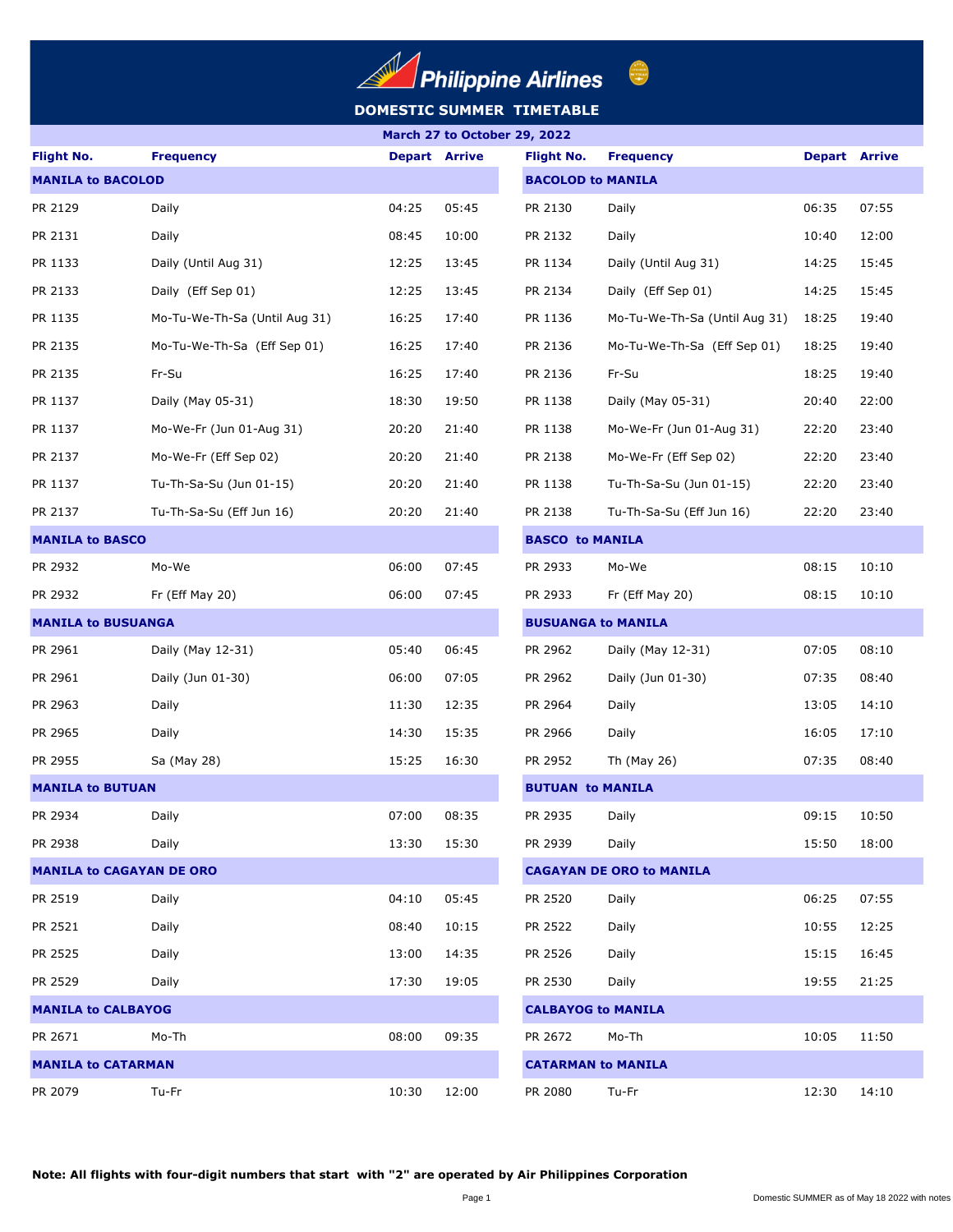# Philippine Airlines

## DOMESTIC SUMMER TIMETABLE

**March 27 to October 29, 2022**

| Flight No. | Frequency | Depart | Arrive | Flight No. | Frequency | Depart | Arrive |
|---|---|---|---|---|---|---|---|
| **MANILA to BACOLOD** | | | | **BACOLOD to MANILA** | | | |
| PR 2129 | Daily | 04:25 | 05:45 | PR 2130 | Daily | 06:35 | 07:55 |
| PR 2131 | Daily | 08:45 | 10:00 | PR 2132 | Daily | 10:40 | 12:00 |
| PR 1133 | Daily (Until Aug 31) | 12:25 | 13:45 | PR 1134 | Daily (Until Aug 31) | 14:25 | 15:45 |
| PR 2133 | Daily (Eff Sep 01) | 12:25 | 13:45 | PR 2134 | Daily (Eff Sep 01) | 14:25 | 15:45 |
| PR 1135 | Mo-Tu-We-Th-Sa (Until Aug 31) | 16:25 | 17:40 | PR 1136 | Mo-Tu-We-Th-Sa (Until Aug 31) | 18:25 | 19:40 |
| PR 2135 | Mo-Tu-We-Th-Sa (Eff Sep 01) | 16:25 | 17:40 | PR 2136 | Mo-Tu-We-Th-Sa (Eff Sep 01) | 18:25 | 19:40 |
| PR 2135 | Fr-Su | 16:25 | 17:40 | PR 2136 | Fr-Su | 18:25 | 19:40 |
| PR 1137 | Daily (May 05-31) | 18:30 | 19:50 | PR 1138 | Daily (May 05-31) | 20:40 | 22:00 |
| PR 1137 | Mo-We-Fr (Jun 01-Aug 31) | 20:20 | 21:40 | PR 1138 | Mo-We-Fr (Jun 01-Aug 31) | 22:20 | 23:40 |
| PR 2137 | Mo-We-Fr (Eff Sep 02) | 20:20 | 21:40 | PR 2138 | Mo-We-Fr (Eff Sep 02) | 22:20 | 23:40 |
| PR 1137 | Tu-Th-Sa-Su (Jun 01-15) | 20:20 | 21:40 | PR 1138 | Tu-Th-Sa-Su (Jun 01-15) | 22:20 | 23:40 |
| PR 2137 | Tu-Th-Sa-Su (Eff Jun 16) | 20:20 | 21:40 | PR 2138 | Tu-Th-Sa-Su (Eff Jun 16) | 22:20 | 23:40 |
| **MANILA to BASCO** | | | | **BASCO to MANILA** | | | |
| PR 2932 | Mo-We | 06:00 | 07:45 | PR 2933 | Mo-We | 08:15 | 10:10 |
| PR 2932 | Fr (Eff May 20) | 06:00 | 07:45 | PR 2933 | Fr (Eff May 20) | 08:15 | 10:10 |
| **MANILA to BUSUANGA** | | | | **BUSUANGA to MANILA** | | | |
| PR 2961 | Daily (May 12-31) | 05:40 | 06:45 | PR 2962 | Daily (May 12-31) | 07:05 | 08:10 |
| PR 2961 | Daily (Jun 01-30) | 06:00 | 07:05 | PR 2962 | Daily (Jun 01-30) | 07:35 | 08:40 |
| PR 2963 | Daily | 11:30 | 12:35 | PR 2964 | Daily | 13:05 | 14:10 |
| PR 2965 | Daily | 14:30 | 15:35 | PR 2966 | Daily | 16:05 | 17:10 |
| PR 2955 | Sa (May 28) | 15:25 | 16:30 | PR 2952 | Th (May 26) | 07:35 | 08:40 |
| **MANILA to BUTUAN** | | | | **BUTUAN to MANILA** | | | |
| PR 2934 | Daily | 07:00 | 08:35 | PR 2935 | Daily | 09:15 | 10:50 |
| PR 2938 | Daily | 13:30 | 15:30 | PR 2939 | Daily | 15:50 | 18:00 |
| **MANILA to CAGAYAN DE ORO** | | | | **CAGAYAN DE ORO to MANILA** | | | |
| PR 2519 | Daily | 04:10 | 05:45 | PR 2520 | Daily | 06:25 | 07:55 |
| PR 2521 | Daily | 08:40 | 10:15 | PR 2522 | Daily | 10:55 | 12:25 |
| PR 2525 | Daily | 13:00 | 14:35 | PR 2526 | Daily | 15:15 | 16:45 |
| PR 2529 | Daily | 17:30 | 19:05 | PR 2530 | Daily | 19:55 | 21:25 |
| **MANILA to CALBAYOG** | | | | **CALBAYOG to MANILA** | | | |
| PR 2671 | Mo-Th | 08:00 | 09:35 | PR 2672 | Mo-Th | 10:05 | 11:50 |
| **MANILA to CATARMAN** | | | | **CATARMAN to MANILA** | | | |
| PR 2079 | Tu-Fr | 10:30 | 12:00 | PR 2080 | Tu-Fr | 12:30 | 14:10 |

**Note: All flights with four-digit numbers that start with "2" are operated by Air Philippines Corporation**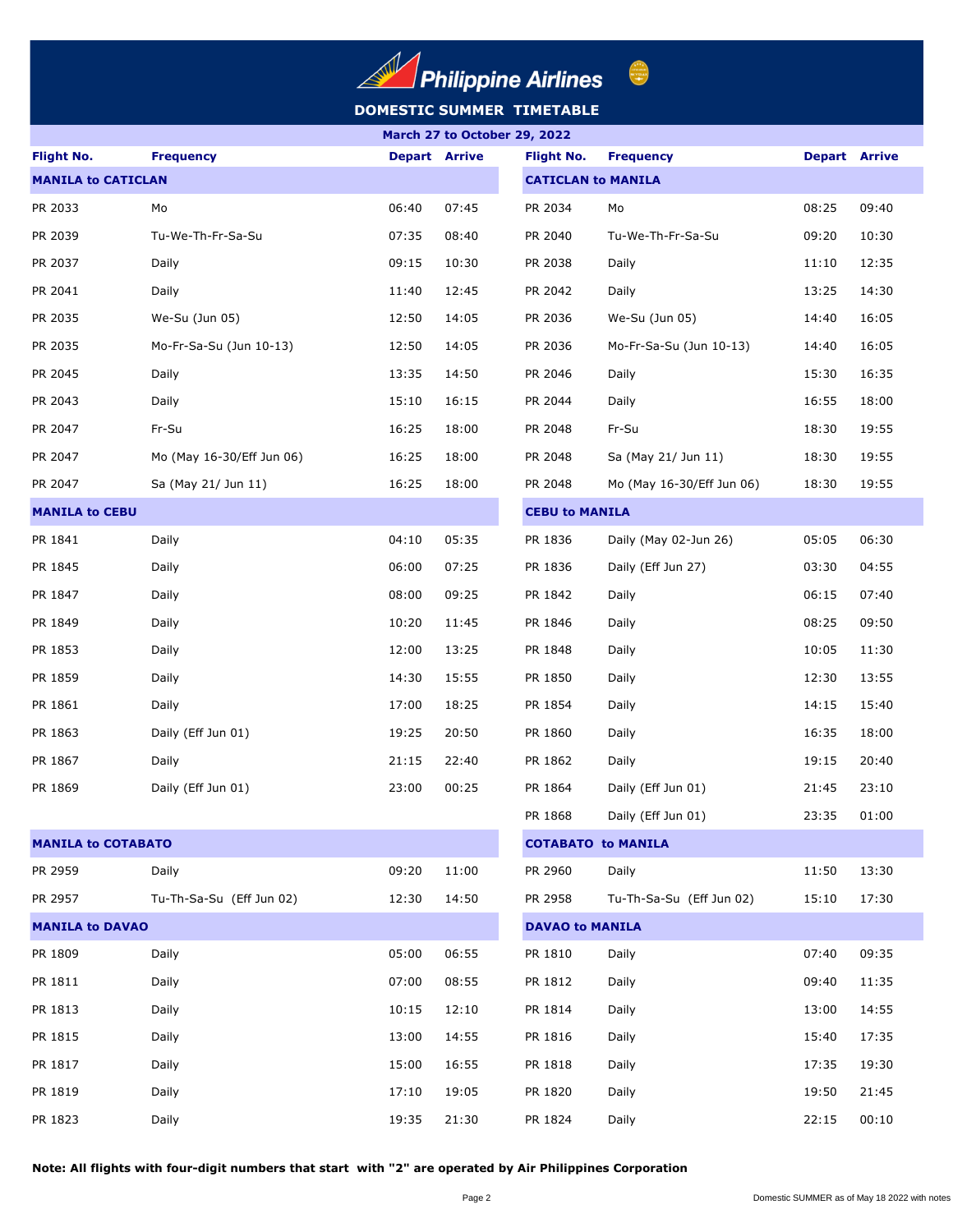# Philippine Airlines

## DOMESTIC SUMMER TIMETABLE

**March 27 to October 29, 2022**

### MANILA to CATICLAN

| Flight No. | Frequency | Depart | Arrive |
|---|---|---|---|
| PR 2033 | Mo | 06:40 | 07:45 |
| PR 2039 | Tu-We-Th-Fr-Sa-Su | 07:35 | 08:40 |
| PR 2037 | Daily | 09:15 | 10:30 |
| PR 2041 | Daily | 11:40 | 12:45 |
| PR 2035 | We-Su (Jun 05) | 12:50 | 14:05 |
| PR 2035 | Mo-Fr-Sa-Su (Jun 10-13) | 12:50 | 14:05 |
| PR 2045 | Daily | 13:35 | 14:50 |
| PR 2043 | Daily | 15:10 | 16:15 |
| PR 2047 | Fr-Su | 16:25 | 18:00 |
| PR 2047 | Mo (May 16-30/Eff Jun 06) | 16:25 | 18:00 |
| PR 2047 | Sa (May 21/ Jun 11) | 16:25 | 18:00 |

### CATICLAN to MANILA

| Flight No. | Frequency | Depart | Arrive |
|---|---|---|---|
| PR 2034 | Mo | 08:25 | 09:40 |
| PR 2040 | Tu-We-Th-Fr-Sa-Su | 09:20 | 10:30 |
| PR 2038 | Daily | 11:10 | 12:35 |
| PR 2042 | Daily | 13:25 | 14:30 |
| PR 2036 | We-Su (Jun 05) | 14:40 | 16:05 |
| PR 2036 | Mo-Fr-Sa-Su (Jun 10-13) | 14:40 | 16:05 |
| PR 2046 | Daily | 15:30 | 16:35 |
| PR 2044 | Daily | 16:55 | 18:00 |
| PR 2048 | Fr-Su | 18:30 | 19:55 |
| PR 2048 | Sa (May 21/ Jun 11) | 18:30 | 19:55 |
| PR 2048 | Mo (May 16-30/Eff Jun 06) | 18:30 | 19:55 |

### MANILA to CEBU

| Flight No. | Frequency | Depart | Arrive |
|---|---|---|---|
| PR 1841 | Daily | 04:10 | 05:35 |
| PR 1845 | Daily | 06:00 | 07:25 |
| PR 1847 | Daily | 08:00 | 09:25 |
| PR 1849 | Daily | 10:20 | 11:45 |
| PR 1853 | Daily | 12:00 | 13:25 |
| PR 1859 | Daily | 14:30 | 15:55 |
| PR 1861 | Daily | 17:00 | 18:25 |
| PR 1863 | Daily (Eff Jun 01) | 19:25 | 20:50 |
| PR 1867 | Daily | 21:15 | 22:40 |
| PR 1869 | Daily (Eff Jun 01) | 23:00 | 00:25 |

### CEBU to MANILA

| Flight No. | Frequency | Depart | Arrive |
|---|---|---|---|
| PR 1836 | Daily (May 02-Jun 26) | 05:05 | 06:30 |
| PR 1836 | Daily (Eff Jun 27) | 03:30 | 04:55 |
| PR 1842 | Daily | 06:15 | 07:40 |
| PR 1846 | Daily | 08:25 | 09:50 |
| PR 1848 | Daily | 10:05 | 11:30 |
| PR 1850 | Daily | 12:30 | 13:55 |
| PR 1854 | Daily | 14:15 | 15:40 |
| PR 1860 | Daily | 16:35 | 18:00 |
| PR 1862 | Daily | 19:15 | 20:40 |
| PR 1864 | Daily (Eff Jun 01) | 21:45 | 23:10 |
| PR 1868 | Daily (Eff Jun 01) | 23:35 | 01:00 |

### MANILA to COTABATO

| Flight No. | Frequency | Depart | Arrive |
|---|---|---|---|
| PR 2959 | Daily | 09:20 | 11:00 |
| PR 2957 | Tu-Th-Sa-Su (Eff Jun 02) | 12:30 | 14:50 |

### COTABATO to MANILA

| Flight No. | Frequency | Depart | Arrive |
|---|---|---|---|
| PR 2960 | Daily | 11:50 | 13:30 |
| PR 2958 | Tu-Th-Sa-Su (Eff Jun 02) | 15:10 | 17:30 |

### MANILA to DAVAO

| Flight No. | Frequency | Depart | Arrive |
|---|---|---|---|
| PR 1809 | Daily | 05:00 | 06:55 |
| PR 1811 | Daily | 07:00 | 08:55 |
| PR 1813 | Daily | 10:15 | 12:10 |
| PR 1815 | Daily | 13:00 | 14:55 |
| PR 1817 | Daily | 15:00 | 16:55 |
| PR 1819 | Daily | 17:10 | 19:05 |
| PR 1823 | Daily | 19:35 | 21:30 |

### DAVAO to MANILA

| Flight No. | Frequency | Depart | Arrive |
|---|---|---|---|
| PR 1810 | Daily | 07:40 | 09:35 |
| PR 1812 | Daily | 09:40 | 11:35 |
| PR 1814 | Daily | 13:00 | 14:55 |
| PR 1816 | Daily | 15:40 | 17:35 |
| PR 1818 | Daily | 17:35 | 19:30 |
| PR 1820 | Daily | 19:50 | 21:45 |
| PR 1824 | Daily | 22:15 | 00:10 |

**Note: All flights with four-digit numbers that start with "2" are operated by Air Philippines Corporation**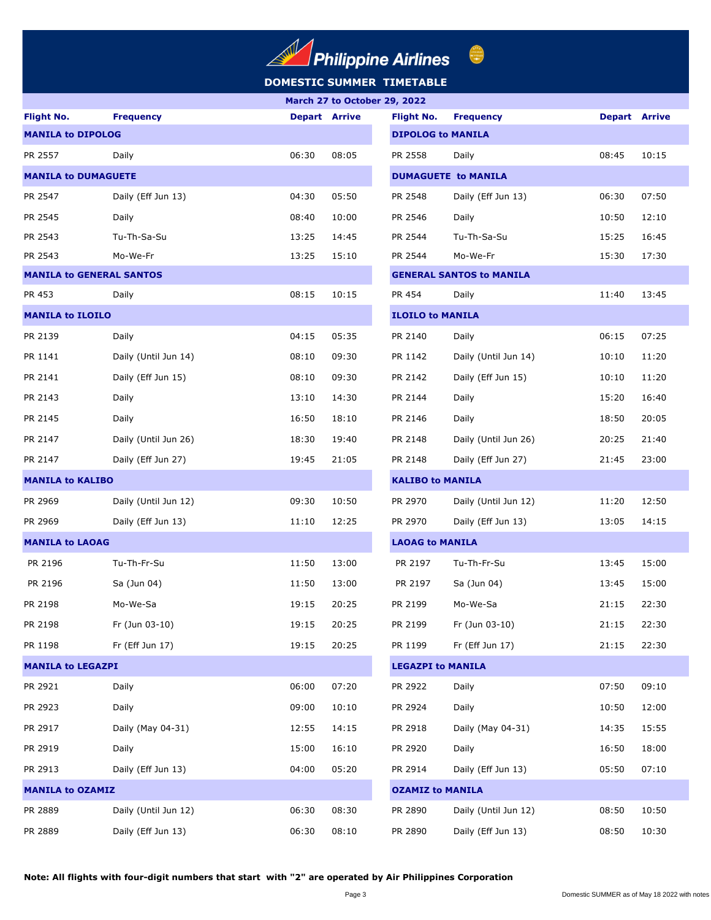# Philippine Airlines

## DOMESTIC SUMMER TIMETABLE

**March 27 to October 29, 2022**

| Flight No. | Frequency | Depart | Arrive | Flight No. | Frequency | Depart | Arrive |
|---|---|---|---|---|---|---|---|
| **MANILA to DIPOLOG** | | | | **DIPOLOG to MANILA** | | | |
| PR 2557 | Daily | 06:30 | 08:05 | PR 2558 | Daily | 08:45 | 10:15 |
| **MANILA to DUMAGUETE** | | | | **DUMAGUETE to MANILA** | | | |
| PR 2547 | Daily (Eff Jun 13) | 04:30 | 05:50 | PR 2548 | Daily (Eff Jun 13) | 06:30 | 07:50 |
| PR 2545 | Daily | 08:40 | 10:00 | PR 2546 | Daily | 10:50 | 12:10 |
| PR 2543 | Tu-Th-Sa-Su | 13:25 | 14:45 | PR 2544 | Tu-Th-Sa-Su | 15:25 | 16:45 |
| PR 2543 | Mo-We-Fr | 13:25 | 15:10 | PR 2544 | Mo-We-Fr | 15:30 | 17:30 |
| **MANILA to GENERAL SANTOS** | | | | **GENERAL SANTOS to MANILA** | | | |
| PR 453 | Daily | 08:15 | 10:15 | PR 454 | Daily | 11:40 | 13:45 |
| **MANILA to ILOILO** | | | | **ILOILO to MANILA** | | | |
| PR 2139 | Daily | 04:15 | 05:35 | PR 2140 | Daily | 06:15 | 07:25 |
| PR 1141 | Daily (Until Jun 14) | 08:10 | 09:30 | PR 1142 | Daily (Until Jun 14) | 10:10 | 11:20 |
| PR 2141 | Daily (Eff Jun 15) | 08:10 | 09:30 | PR 2142 | Daily (Eff Jun 15) | 10:10 | 11:20 |
| PR 2143 | Daily | 13:10 | 14:30 | PR 2144 | Daily | 15:20 | 16:40 |
| PR 2145 | Daily | 16:50 | 18:10 | PR 2146 | Daily | 18:50 | 20:05 |
| PR 2147 | Daily (Until Jun 26) | 18:30 | 19:40 | PR 2148 | Daily (Until Jun 26) | 20:25 | 21:40 |
| PR 2147 | Daily (Eff Jun 27) | 19:45 | 21:05 | PR 2148 | Daily (Eff Jun 27) | 21:45 | 23:00 |
| **MANILA to KALIBO** | | | | **KALIBO to MANILA** | | | |
| PR 2969 | Daily (Until Jun 12) | 09:30 | 10:50 | PR 2970 | Daily (Until Jun 12) | 11:20 | 12:50 |
| PR 2969 | Daily (Eff Jun 13) | 11:10 | 12:25 | PR 2970 | Daily (Eff Jun 13) | 13:05 | 14:15 |
| **MANILA to LAOAG** | | | | **LAOAG to MANILA** | | | |
| PR 2196 | Tu-Th-Fr-Su | 11:50 | 13:00 | PR 2197 | Tu-Th-Fr-Su | 13:45 | 15:00 |
| PR 2196 | Sa (Jun 04) | 11:50 | 13:00 | PR 2197 | Sa (Jun 04) | 13:45 | 15:00 |
| PR 2198 | Mo-We-Sa | 19:15 | 20:25 | PR 2199 | Mo-We-Sa | 21:15 | 22:30 |
| PR 2198 | Fr (Jun 03-10) | 19:15 | 20:25 | PR 2199 | Fr (Jun 03-10) | 21:15 | 22:30 |
| PR 1198 | Fr (Eff Jun 17) | 19:15 | 20:25 | PR 1199 | Fr (Eff Jun 17) | 21:15 | 22:30 |
| **MANILA to LEGAZPI** | | | | **LEGAZPI to MANILA** | | | |
| PR 2921 | Daily | 06:00 | 07:20 | PR 2922 | Daily | 07:50 | 09:10 |
| PR 2923 | Daily | 09:00 | 10:10 | PR 2924 | Daily | 10:50 | 12:00 |
| PR 2917 | Daily (May 04-31) | 12:55 | 14:15 | PR 2918 | Daily (May 04-31) | 14:35 | 15:55 |
| PR 2919 | Daily | 15:00 | 16:10 | PR 2920 | Daily | 16:50 | 18:00 |
| PR 2913 | Daily (Eff Jun 13) | 04:00 | 05:20 | PR 2914 | Daily (Eff Jun 13) | 05:50 | 07:10 |
| **MANILA to OZAMIZ** | | | | **OZAMIZ to MANILA** | | | |
| PR 2889 | Daily (Until Jun 12) | 06:30 | 08:30 | PR 2890 | Daily (Until Jun 12) | 08:50 | 10:50 |
| PR 2889 | Daily (Eff Jun 13) | 06:30 | 08:10 | PR 2890 | Daily (Eff Jun 13) | 08:50 | 10:30 |

**Note: All flights with four-digit numbers that start with "2" are operated by Air Philippines Corporation**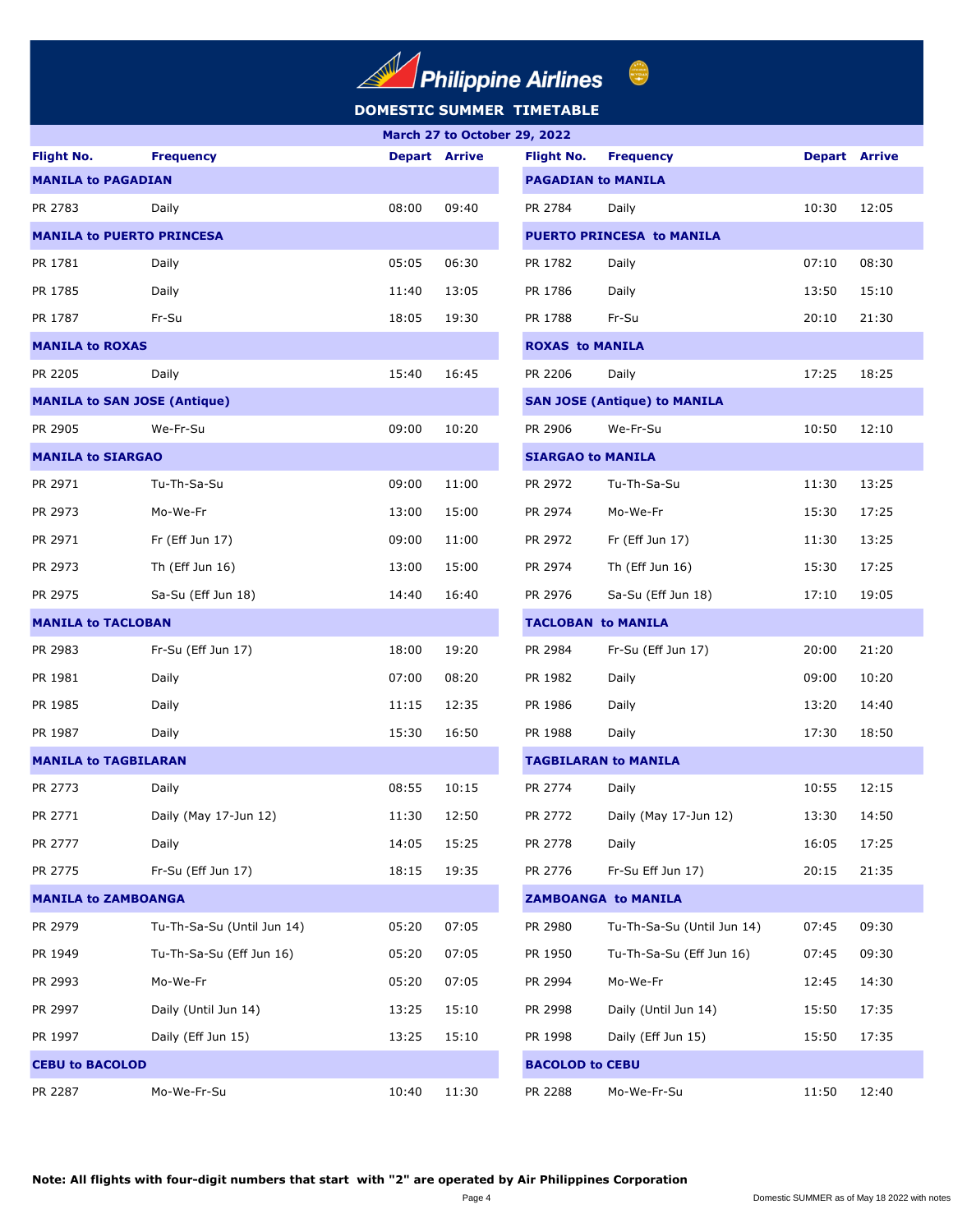# Philippine Airlines

## DOMESTIC SUMMER TIMETABLE

### March 27 to October 29, 2022

| Flight No. | Frequency | Depart | Arrive | Flight No. | Frequency | Depart | Arrive |
|---|---|---|---|---|---|---|---|
| **MANILA to PAGADIAN** | | | | **PAGADIAN to MANILA** | | | |
| PR 2783 | Daily | 08:00 | 09:40 | PR 2784 | Daily | 10:30 | 12:05 |
| **MANILA to PUERTO PRINCESA** | | | | **PUERTO PRINCESA to MANILA** | | | |
| PR 1781 | Daily | 05:05 | 06:30 | PR 1782 | Daily | 07:10 | 08:30 |
| PR 1785 | Daily | 11:40 | 13:05 | PR 1786 | Daily | 13:50 | 15:10 |
| PR 1787 | Fr-Su | 18:05 | 19:30 | PR 1788 | Fr-Su | 20:10 | 21:30 |
| **MANILA to ROXAS** | | | | **ROXAS to MANILA** | | | |
| PR 2205 | Daily | 15:40 | 16:45 | PR 2206 | Daily | 17:25 | 18:25 |
| **MANILA to SAN JOSE (Antique)** | | | | **SAN JOSE (Antique) to MANILA** | | | |
| PR 2905 | We-Fr-Su | 09:00 | 10:20 | PR 2906 | We-Fr-Su | 10:50 | 12:10 |
| **MANILA to SIARGAO** | | | | **SIARGAO to MANILA** | | | |
| PR 2971 | Tu-Th-Sa-Su | 09:00 | 11:00 | PR 2972 | Tu-Th-Sa-Su | 11:30 | 13:25 |
| PR 2973 | Mo-We-Fr | 13:00 | 15:00 | PR 2974 | Mo-We-Fr | 15:30 | 17:25 |
| PR 2971 | Fr (Eff Jun 17) | 09:00 | 11:00 | PR 2972 | Fr (Eff Jun 17) | 11:30 | 13:25 |
| PR 2973 | Th (Eff Jun 16) | 13:00 | 15:00 | PR 2974 | Th (Eff Jun 16) | 15:30 | 17:25 |
| PR 2975 | Sa-Su (Eff Jun 18) | 14:40 | 16:40 | PR 2976 | Sa-Su (Eff Jun 18) | 17:10 | 19:05 |
| **MANILA to TACLOBAN** | | | | **TACLOBAN to MANILA** | | | |
| PR 2983 | Fr-Su (Eff Jun 17) | 18:00 | 19:20 | PR 2984 | Fr-Su (Eff Jun 17) | 20:00 | 21:20 |
| PR 1981 | Daily | 07:00 | 08:20 | PR 1982 | Daily | 09:00 | 10:20 |
| PR 1985 | Daily | 11:15 | 12:35 | PR 1986 | Daily | 13:20 | 14:40 |
| PR 1987 | Daily | 15:30 | 16:50 | PR 1988 | Daily | 17:30 | 18:50 |
| **MANILA to TAGBILARAN** | | | | **TAGBILARAN to MANILA** | | | |
| PR 2773 | Daily | 08:55 | 10:15 | PR 2774 | Daily | 10:55 | 12:15 |
| PR 2771 | Daily (May 17-Jun 12) | 11:30 | 12:50 | PR 2772 | Daily (May 17-Jun 12) | 13:30 | 14:50 |
| PR 2777 | Daily | 14:05 | 15:25 | PR 2778 | Daily | 16:05 | 17:25 |
| PR 2775 | Fr-Su (Eff Jun 17) | 18:15 | 19:35 | PR 2776 | Fr-Su Eff Jun 17) | 20:15 | 21:35 |
| **MANILA to ZAMBOANGA** | | | | **ZAMBOANGA to MANILA** | | | |
| PR 2979 | Tu-Th-Sa-Su (Until Jun 14) | 05:20 | 07:05 | PR 2980 | Tu-Th-Sa-Su (Until Jun 14) | 07:45 | 09:30 |
| PR 1949 | Tu-Th-Sa-Su (Eff Jun 16) | 05:20 | 07:05 | PR 1950 | Tu-Th-Sa-Su (Eff Jun 16) | 07:45 | 09:30 |
| PR 2993 | Mo-We-Fr | 05:20 | 07:05 | PR 2994 | Mo-We-Fr | 12:45 | 14:30 |
| PR 2997 | Daily (Until Jun 14) | 13:25 | 15:10 | PR 2998 | Daily (Until Jun 14) | 15:50 | 17:35 |
| PR 1997 | Daily (Eff Jun 15) | 13:25 | 15:10 | PR 1998 | Daily (Eff Jun 15) | 15:50 | 17:35 |
| **CEBU to BACOLOD** | | | | **BACOLOD to CEBU** | | | |
| PR 2287 | Mo-We-Fr-Su | 10:40 | 11:30 | PR 2288 | Mo-We-Fr-Su | 11:50 | 12:40 |

**Note: All flights with four-digit numbers that start with "2" are operated by Air Philippines Corporation**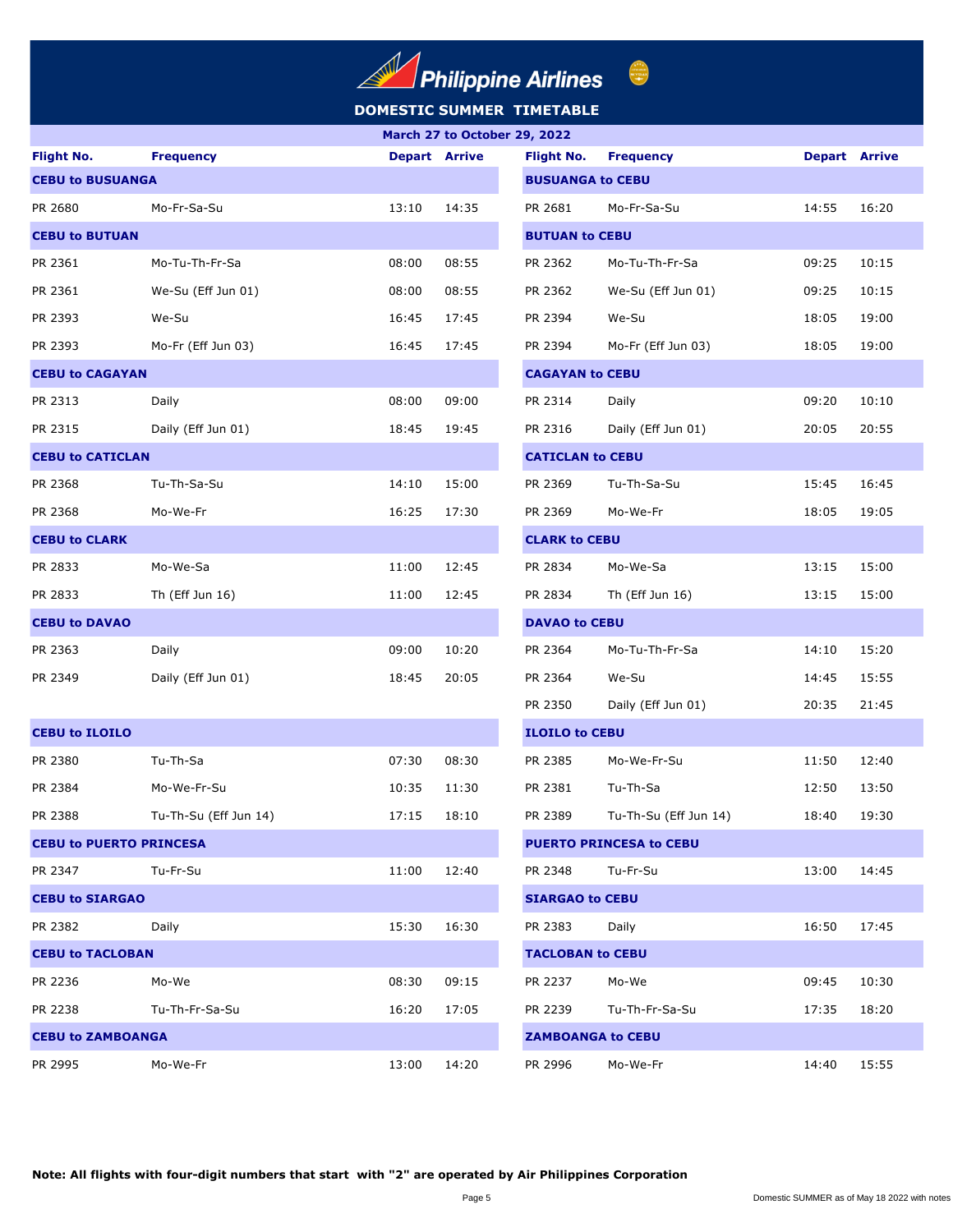# Philippine Airlines

## DOMESTIC SUMMER TIMETABLE

**March 27 to October 29, 2022**

| Flight No. | Frequency | Depart | Arrive | Flight No. | Frequency | Depart | Arrive |
|---|---|---|---|---|---|---|---|
| **CEBU to BUSUANGA** | | | | **BUSUANGA to CEBU** | | | |
| PR 2680 | Mo-Fr-Sa-Su | 13:10 | 14:35 | PR 2681 | Mo-Fr-Sa-Su | 14:55 | 16:20 |
| **CEBU to BUTUAN** | | | | **BUTUAN to CEBU** | | | |
| PR 2361 | Mo-Tu-Th-Fr-Sa | 08:00 | 08:55 | PR 2362 | Mo-Tu-Th-Fr-Sa | 09:25 | 10:15 |
| PR 2361 | We-Su (Eff Jun 01) | 08:00 | 08:55 | PR 2362 | We-Su (Eff Jun 01) | 09:25 | 10:15 |
| PR 2393 | We-Su | 16:45 | 17:45 | PR 2394 | We-Su | 18:05 | 19:00 |
| PR 2393 | Mo-Fr (Eff Jun 03) | 16:45 | 17:45 | PR 2394 | Mo-Fr (Eff Jun 03) | 18:05 | 19:00 |
| **CEBU to CAGAYAN** | | | | **CAGAYAN to CEBU** | | | |
| PR 2313 | Daily | 08:00 | 09:00 | PR 2314 | Daily | 09:20 | 10:10 |
| PR 2315 | Daily (Eff Jun 01) | 18:45 | 19:45 | PR 2316 | Daily (Eff Jun 01) | 20:05 | 20:55 |
| **CEBU to CATICLAN** | | | | **CATICLAN to CEBU** | | | |
| PR 2368 | Tu-Th-Sa-Su | 14:10 | 15:00 | PR 2369 | Tu-Th-Sa-Su | 15:45 | 16:45 |
| PR 2368 | Mo-We-Fr | 16:25 | 17:30 | PR 2369 | Mo-We-Fr | 18:05 | 19:05 |
| **CEBU to CLARK** | | | | **CLARK to CEBU** | | | |
| PR 2833 | Mo-We-Sa | 11:00 | 12:45 | PR 2834 | Mo-We-Sa | 13:15 | 15:00 |
| PR 2833 | Th (Eff Jun 16) | 11:00 | 12:45 | PR 2834 | Th (Eff Jun 16) | 13:15 | 15:00 |
| **CEBU to DAVAO** | | | | **DAVAO to CEBU** | | | |
| PR 2363 | Daily | 09:00 | 10:20 | PR 2364 | Mo-Tu-Th-Fr-Sa | 14:10 | 15:20 |
| PR 2349 | Daily (Eff Jun 01) | 18:45 | 20:05 | PR 2364 | We-Su | 14:45 | 15:55 |
| | | | | PR 2350 | Daily (Eff Jun 01) | 20:35 | 21:45 |
| **CEBU to ILOILO** | | | | **ILOILO to CEBU** | | | |
| PR 2380 | Tu-Th-Sa | 07:30 | 08:30 | PR 2385 | Mo-We-Fr-Su | 11:50 | 12:40 |
| PR 2384 | Mo-We-Fr-Su | 10:35 | 11:30 | PR 2381 | Tu-Th-Sa | 12:50 | 13:50 |
| PR 2388 | Tu-Th-Su (Eff Jun 14) | 17:15 | 18:10 | PR 2389 | Tu-Th-Su (Eff Jun 14) | 18:40 | 19:30 |
| **CEBU to PUERTO PRINCESA** | | | | **PUERTO PRINCESA to CEBU** | | | |
| PR 2347 | Tu-Fr-Su | 11:00 | 12:40 | PR 2348 | Tu-Fr-Su | 13:00 | 14:45 |
| **CEBU to SIARGAO** | | | | **SIARGAO to CEBU** | | | |
| PR 2382 | Daily | 15:30 | 16:30 | PR 2383 | Daily | 16:50 | 17:45 |
| **CEBU to TACLOBAN** | | | | **TACLOBAN to CEBU** | | | |
| PR 2236 | Mo-We | 08:30 | 09:15 | PR 2237 | Mo-We | 09:45 | 10:30 |
| PR 2238 | Tu-Th-Fr-Sa-Su | 16:20 | 17:05 | PR 2239 | Tu-Th-Fr-Sa-Su | 17:35 | 18:20 |
| **CEBU to ZAMBOANGA** | | | | **ZAMBOANGA to CEBU** | | | |
| PR 2995 | Mo-We-Fr | 13:00 | 14:20 | PR 2996 | Mo-We-Fr | 14:40 | 15:55 |

**Note: All flights with four-digit numbers that start with "2" are operated by Air Philippines Corporation**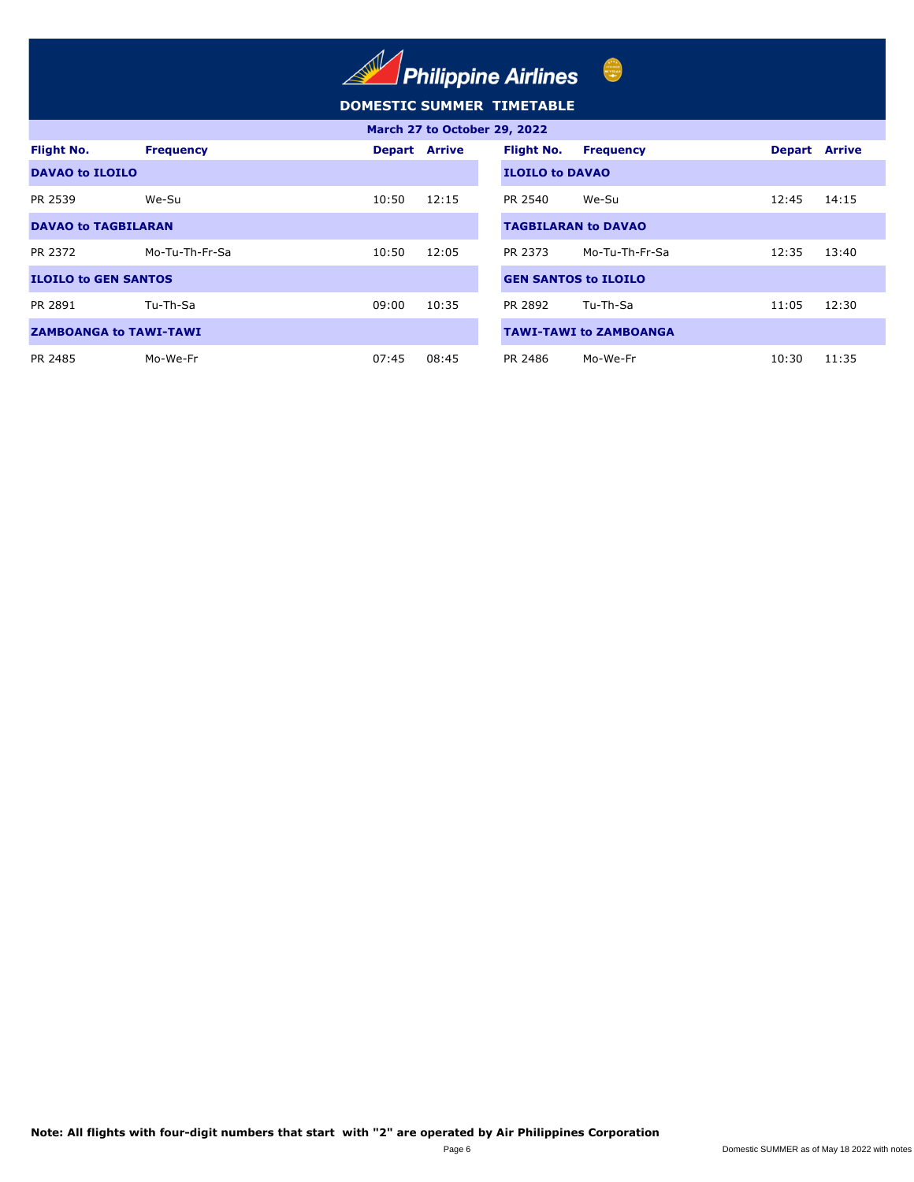# Philippine Airlines

## DOMESTIC SUMMER TIMETABLE

**March 27 to October 29, 2022**

| Flight No. | Frequency | Depart | Arrive | Flight No. | Frequency | Depart | Arrive |
|---|---|---|---|---|---|---|---|
| **DAVAO to ILOILO** | | | | **ILOILO to DAVAO** | | | |
| PR 2539 | We-Su | 10:50 | 12:15 | PR 2540 | We-Su | 12:45 | 14:15 |
| **DAVAO to TAGBILARAN** | | | | **TAGBILARAN to DAVAO** | | | |
| PR 2372 | Mo-Tu-Th-Fr-Sa | 10:50 | 12:05 | PR 2373 | Mo-Tu-Th-Fr-Sa | 12:35 | 13:40 |
| **ILOILO to GEN SANTOS** | | | | **GEN SANTOS to ILOILO** | | | |
| PR 2891 | Tu-Th-Sa | 09:00 | 10:35 | PR 2892 | Tu-Th-Sa | 11:05 | 12:30 |
| **ZAMBOANGA to TAWI-TAWI** | | | | **TAWI-TAWI to ZAMBOANGA** | | | |
| PR 2485 | Mo-We-Fr | 07:45 | 08:45 | PR 2486 | Mo-We-Fr | 10:30 | 11:35 |

**Note: All flights with four-digit numbers that start with "2" are operated by Air Philippines Corporation**